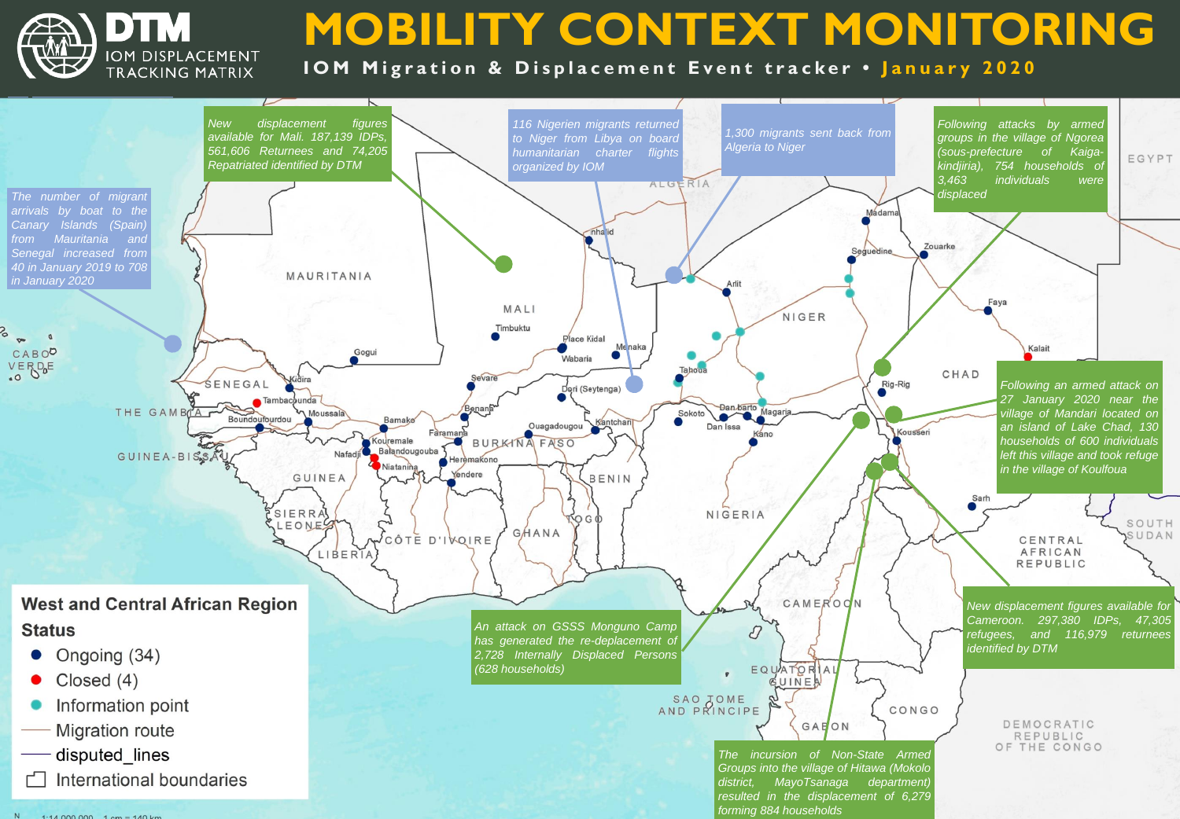# MOBILITY CONTEXT MONITORING

**IOM Migration & Displacement Event tracker • January 2020**

DTM IOM DISPLACEMENT TRACKING MATRIX

*New displacement figures available for Mali. 187,139 IDPs, 561,606 Returnees and 74,205 Repatriated identified by DTM*

*116 Nigerien migrants returned to Niger from Libya on board humanitarian charter flights organized by IOM*

*1,300 migrants sent back from Algeria to Niger*

*Following attacks by armed groups in the village of Ngorea (sous-prefecture of Kaiga-kindjiria), 754 households of 3,463 individuals were displaced*

*The number of migrant arrivals by boat to the Canary Islands (Spain) from Mauritania and Senegal increased from 40 in January 2019 to 708 in January 2020*

*Following an armed attack on 27 January 2020 near the village of Mandari located on an island of Lake Chad, 130 households of 600 individuals left this village and took refuge in the village of Koulfoua*

*New displacement figures available for Cameroon. 297,380 IDPs, 47,305 refugees, and 116,979 returnees identified by DTM*

*An attack on GSSS Monguno Camp has generated the re-deplacement of 2,728 Internally Displaced Persons (628 households)*

*The incursion of Non-State Armed Groups into the village of Hitawa (Mokolo district, MayoTsanaga department) resulted in the displacement of 6,279 forming 884 households*

## West and Central African Region

**Status**

- Ongoing (34)
- Closed (4)
- Information point
- Migration route
- disputed_lines
- International boundaries

1:14,000,000 1 cm = 140 km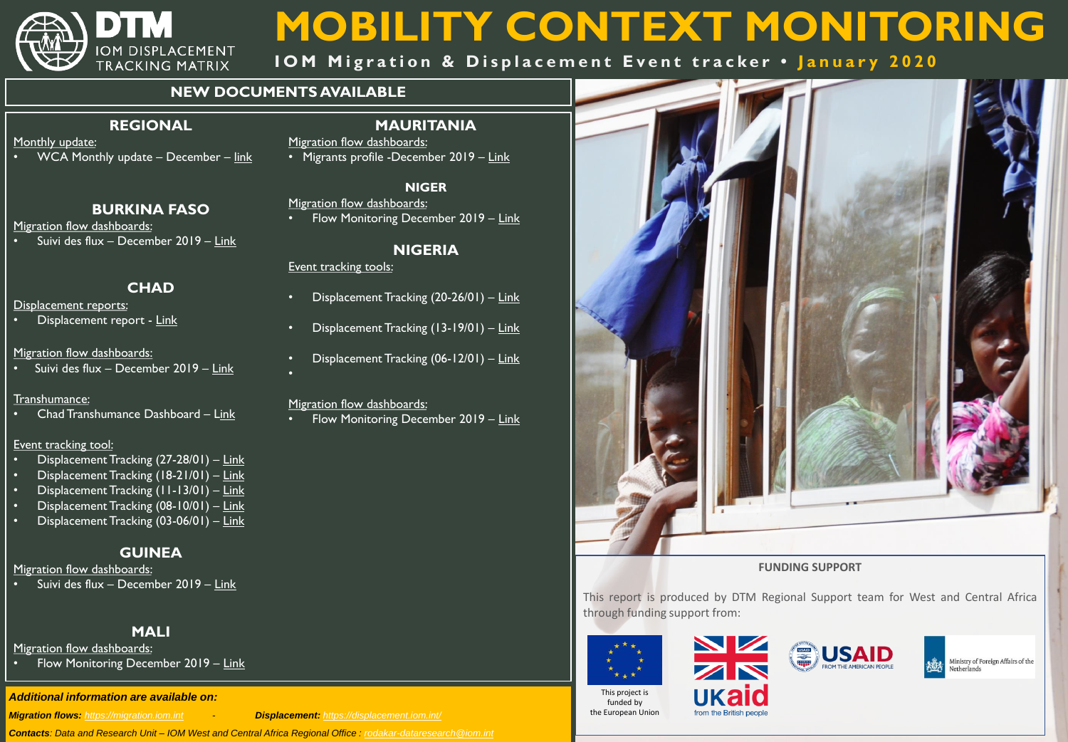# MOBILITY CONTEXT MONITORING

**IOM Migration & Displacement Event tracker • January 2020**

DTM IOM DISPLACEMENT TRACKING MATRIX

## NEW DOCUMENTS AVAILABLE

### REGIONAL

Monthly update:

- WCA Monthly update – December – link

### BURKINA FASO

Migration flow dashboards:

- Suivi des flux – December 2019 – Link

### CHAD

Displacement reports:

- Displacement report - Link

Migration flow dashboards:

- Suivi des flux – December 2019 – Link

Transhumance:

- Chad Transhumance Dashboard – Link

Event tracking tool:

- Displacement Tracking (27-28/01) – Link
- Displacement Tracking (18-21/01) – Link
- Displacement Tracking (11-13/01) – Link
- Displacement Tracking (08-10/01) – Link
- Displacement Tracking (03-06/01) – Link

### GUINEA

Migration flow dashboards:

- Suivi des flux – December 2019 – Link

### MALI

Migration flow dashboards:

- Flow Monitoring December 2019 – Link

### MAURITANIA

Migration flow dashboards:

- Migrants profile -December 2019 – Link

### NIGER

Migration flow dashboards:

- Flow Monitoring December 2019 – Link

### NIGERIA

Event tracking tools:

- Displacement Tracking (20-26/01) – Link
- Displacement Tracking (13-19/01) – Link
- Displacement Tracking (06-12/01) – Link

Migration flow dashboards:

- Flow Monitoring December 2019 – Link

***Additional information are available on:***

***Migration flows:*** *https://migration.iom.int* - ***Displacement:*** *https://displacement.iom.int/*

***Contacts****: Data and Research Unit – IOM West and Central Africa Regional Office : rodakar-dataresearch@iom.int*

**FUNDING SUPPORT**

This report is produced by DTM Regional Support team for West and Central Africa through funding support from:

This project is funded by the European Union

UKaid from the British people

USAID FROM THE AMERICAN PEOPLE

Ministry of Foreign Affairs of the Netherlands